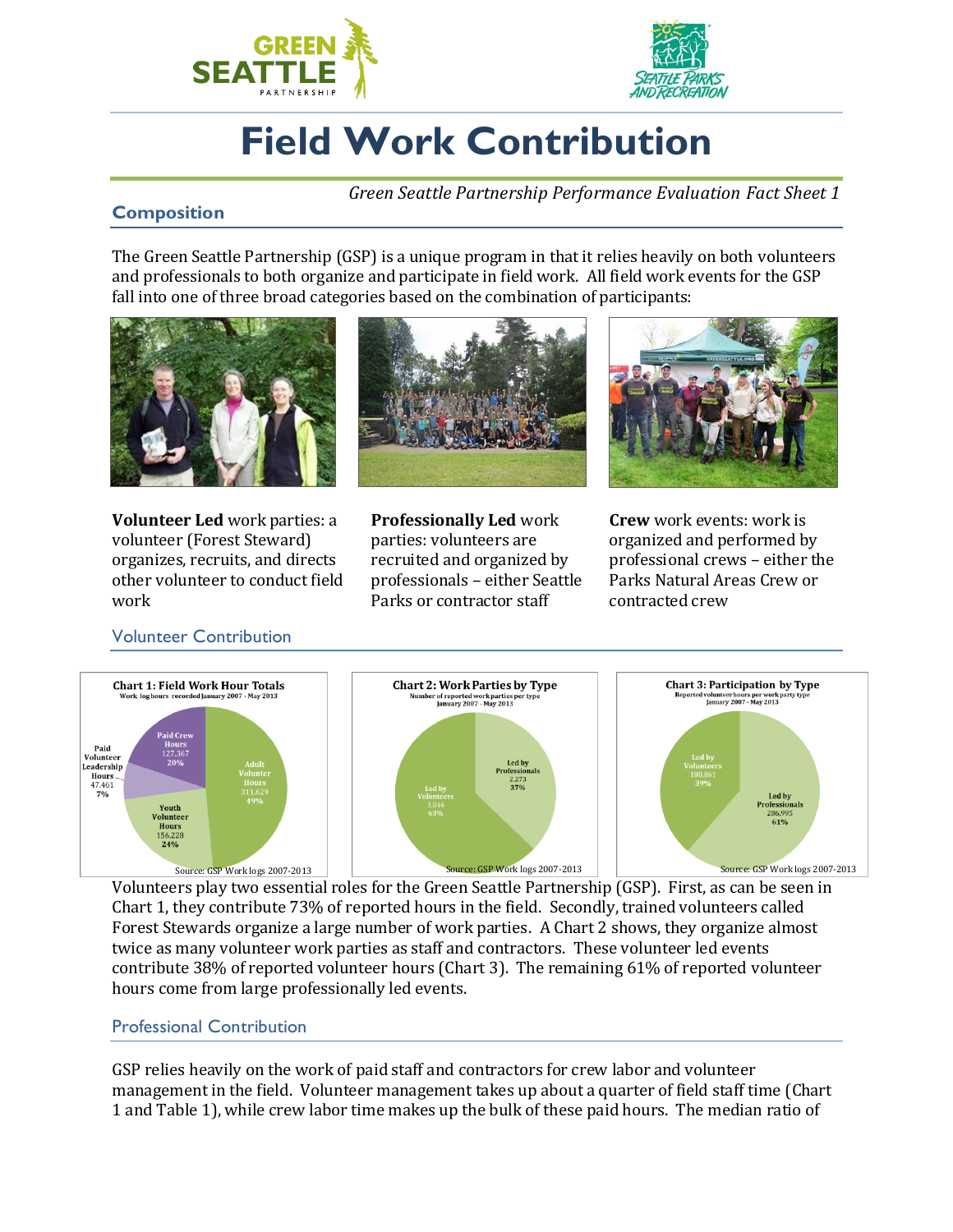# Field Work Contribution

*Green Seattle Partnership Performance Evaluation Fact Sheet 1*

## Composition

The Green Seattle Partnership (GSP) is a unique program in that it relies heavily on both volunteers and professionals to both organize and participate in field work. All field work events for the GSP fall into one of three broad categories based on the combination of participants:

**Volunteer Led** work parties: a volunteer (Forest Steward) organizes, recruits, and directs other volunteer to conduct field work

**Professionally Led** work parties: volunteers are recruited and organized by professionals – either Seattle Parks or contractor staff

**Crew** work events: work is organized and performed by professional crews – either the Parks Natural Areas Crew or contracted crew

### Volunteer Contribution

**Chart 1: Field Work Hour Totals**
Work log hours recorded January 2007 - May 2013

| Category | Hours | % |
|---|---|---|
| Adult Volunteer Hours | 311,629 | 49% |
| Youth Volunteer Hours | 156,228 | 24% |
| Paid Volunteer Leadership Hours | 47,461 | 7% |
| Paid Crew Hours | 127,367 | 20% |

Source: GSP Work logs 2007-2013

**Chart 2: Work Parties by Type**
Number of reported work parties per type January 2007 - May 2013

| Type | Number | % |
|---|---|---|
| Led by Volunteers | 3,844 | 63% |
| Led by Professionals | 2,273 | 37% |

Source: GSP Work logs 2007-2013

**Chart 3: Participation by Type**
Reported volunteer hours per work party type January 2007 - May 2013

| Type | Hours | % |
|---|---|---|
| Led by Volunteers | 180,861 | 39% |
| Led by Professionals | 286,995 | 61% |

Source: GSP Work logs 2007-2013

Volunteers play two essential roles for the Green Seattle Partnership (GSP). First, as can be seen in Chart 1, they contribute 73% of reported hours in the field. Secondly, trained volunteers called Forest Stewards organize a large number of work parties. A Chart 2 shows, they organize almost twice as many volunteer work parties as staff and contractors. These volunteer led events contribute 38% of reported volunteer hours (Chart 3). The remaining 61% of reported volunteer hours come from large professionally led events.

### Professional Contribution

GSP relies heavily on the work of paid staff and contractors for crew labor and volunteer management in the field. Volunteer management takes up about a quarter of field staff time (Chart 1 and Table 1), while crew labor time makes up the bulk of these paid hours. The median ratio of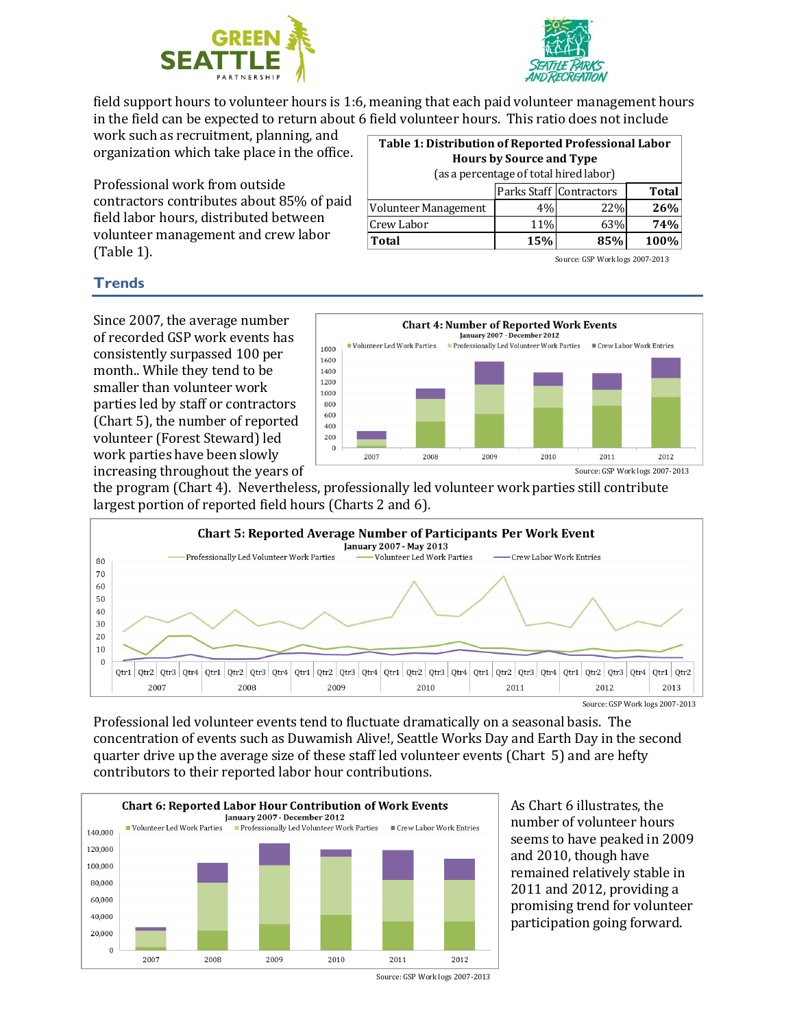field support hours to volunteer hours is 1:6, meaning that each paid volunteer management hours in the field can be expected to return about 6 field volunteer hours. This ratio does not include work such as recruitment, planning, and organization which take place in the office.

Professional work from outside contractors contributes about 85% of paid field labor hours, distributed between volunteer management and crew labor (Table 1).

**Table 1: Distribution of Reported Professional Labor Hours by Source and Type**
(as a percentage of total hired labor)

| | Parks Staff | Contractors | Total |
|---|---|---|---|
| Volunteer Management | 4% | 22% | **26%** |
| Crew Labor | 11% | 63% | **74%** |
| **Total** | **15%** | **85%** | **100%** |

Source: GSP Work logs 2007-2013

## Trends

Since 2007, the average number of recorded GSP work events has consistently surpassed 100 per month.. While they tend to be smaller than volunteer work parties led by staff or contractors (Chart 5), the number of reported volunteer (Forest Steward) led work parties have been slowly increasing throughout the years of the program (Chart 4). Nevertheless, professionally led volunteer work parties still contribute largest portion of reported field hours (Charts 2 and 6).

**Chart 4: Number of Reported Work Events**
January 2007 - December 2012
Volunteer Led Work Parties
Professionally Led Volunteer Work Parties
Crew Labor Work Entries
0
200
400
600
800
1000
1200
1400
1600
1800
2007
2008
2009
2010
2011
2012
Source: GSP Work logs 2007-2013

**Chart 5: Reported Average Number of Participants Per Work Event**
January 2007 - May 2013
Professionally Led Volunteer Work Parties
Volunteer Led Work Parties
Crew Labor Work Entries
0
10
20
30
40
50
60
70
80
Qtr1 Qtr2 Qtr3 Qtr4 Qtr1 Qtr2 Qtr3 Qtr4 Qtr1 Qtr2 Qtr3 Qtr4 Qtr1 Qtr2 Qtr3 Qtr4 Qtr1 Qtr2 Qtr3 Qtr4 Qtr1 Qtr2 Qtr3 Qtr4 Qtr1 Qtr2
2007
2008
2009
2010
2011
2012
2013
Source: GSP Work logs 2007-2013

Professional led volunteer events tend to fluctuate dramatically on a seasonal basis. The concentration of events such as Duwamish Alive!, Seattle Works Day and Earth Day in the second quarter drive up the average size of these staff led volunteer events (Chart 5) and are hefty contributors to their reported labor hour contributions.

**Chart 6: Reported Labor Hour Contribution of Work Events**
January 2007 - December 2012
Volunteer Led Work Parties
Professionally Led Volunteer Work Parties
Crew Labor Work Entries
0
20,000
40,000
60,000
80,000
100,000
120,000
140,000
2007
2008
2009
2010
2011
2012
Source: GSP Work logs 2007-2013

As Chart 6 illustrates, the number of volunteer hours seems to have peaked in 2009 and 2010, though have remained relatively stable in 2011 and 2012, providing a promising trend for volunteer participation going forward.